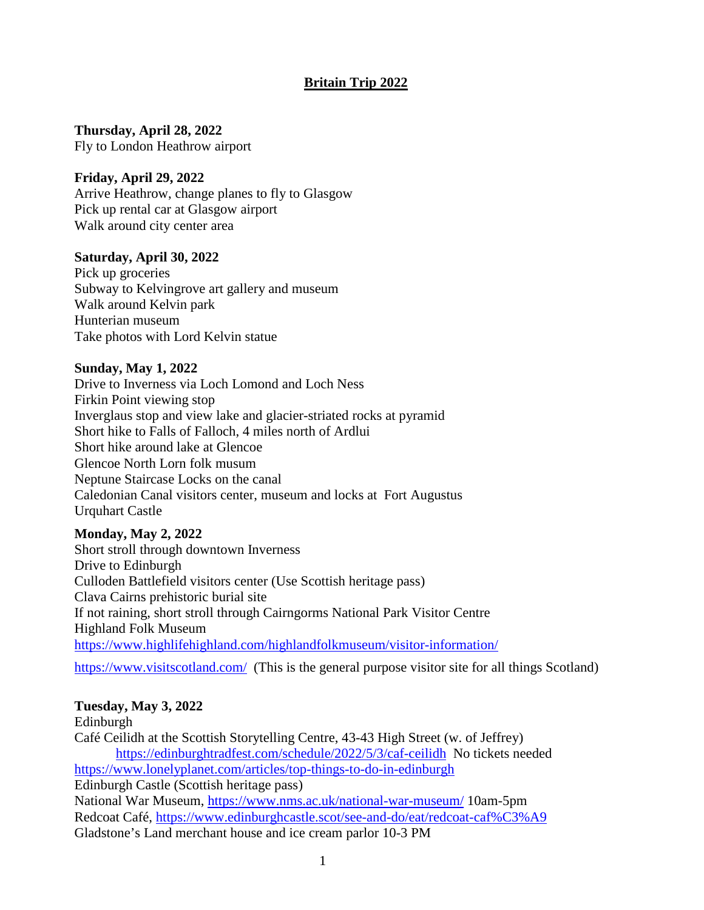# Britain Trip 2022

**Thursday, April 28, 2022**
Fly to London Heathrow airport

**Friday, April 29, 2022**
Arrive Heathrow, change planes to fly to Glasgow
Pick up rental car at Glasgow airport
Walk around city center area

**Saturday, April 30, 2022**
Pick up groceries
Subway to Kelvingrove art gallery and museum
Walk around Kelvin park
Hunterian museum
Take photos with Lord Kelvin statue

**Sunday, May 1, 2022**
Drive to Inverness via Loch Lomond and Loch Ness
Firkin Point viewing stop
Inverglaus stop and view lake and glacier-striated rocks at pyramid
Short hike to Falls of Falloch, 4 miles north of Ardlui
Short hike around lake at Glencoe
Glencoe North Lorn folk musum
Neptune Staircase Locks on the canal
Caledonian Canal visitors center, museum and locks at Fort Augustus
Urquhart Castle

**Monday, May 2, 2022**
Short stroll through downtown Inverness
Drive to Edinburgh
Culloden Battlefield visitors center (Use Scottish heritage pass)
Clava Cairns prehistoric burial site
If not raining, short stroll through Cairngorms National Park Visitor Centre
Highland Folk Museum
https://www.highlifehighland.com/highlandfolkmuseum/visitor-information/

https://www.visitscotland.com/ (This is the general purpose visitor site for all things Scotland)

**Tuesday, May 3, 2022**
Edinburgh
Café Ceilidh at the Scottish Storytelling Centre, 43-43 High Street (w. of Jeffrey)
    https://edinburghtradfest.com/schedule/2022/5/3/caf-ceilidh No tickets needed
https://www.lonelyplanet.com/articles/top-things-to-do-in-edinburgh
Edinburgh Castle (Scottish heritage pass)
National War Museum, https://www.nms.ac.uk/national-war-museum/ 10am-5pm
Redcoat Café, https://www.edinburghcastle.scot/see-and-do/eat/redcoat-caf%C3%A9
Gladstone's Land merchant house and ice cream parlor 10-3 PM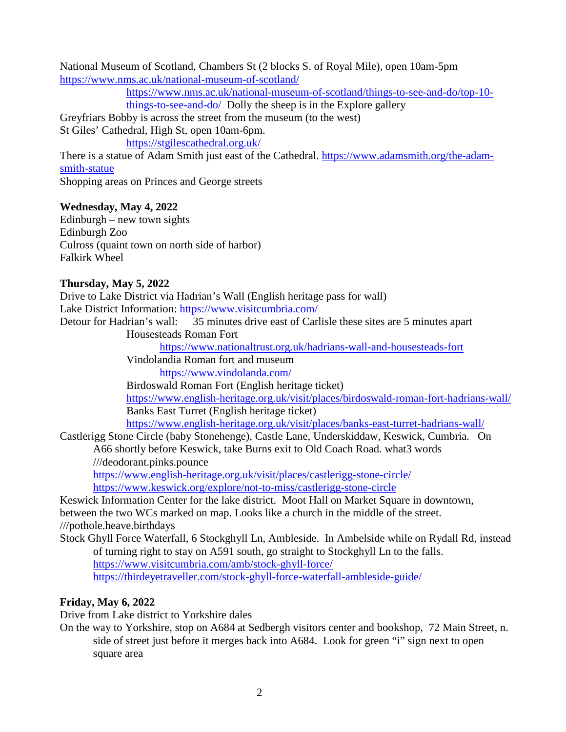National Museum of Scotland, Chambers St (2 blocks S. of Royal Mile), open 10am-5pm
https://www.nms.ac.uk/national-museum-of-scotland/

https://www.nms.ac.uk/national-museum-of-scotland/things-to-see-and-do/top-10-things-to-see-and-do/ Dolly the sheep is in the Explore gallery

Greyfriars Bobby is across the street from the museum (to the west)
St Giles' Cathedral, High St, open 10am-6pm.

https://stgilescathedral.org.uk/

There is a statue of Adam Smith just east of the Cathedral. https://www.adamsmith.org/the-adam-smith-statue
Shopping areas on Princes and George streets

**Wednesday, May 4, 2022**

Edinburgh – new town sights
Edinburgh Zoo
Culross (quaint town on north side of harbor)
Falkirk Wheel

**Thursday, May 5, 2022**

Drive to Lake District via Hadrian's Wall (English heritage pass for wall)
Lake District Information: https://www.visitcumbria.com/
Detour for Hadrian's wall: 35 minutes drive east of Carlisle these sites are 5 minutes apart

Housesteads Roman Fort

https://www.nationaltrust.org.uk/hadrians-wall-and-housesteads-fort

Vindolandia Roman fort and museum

https://www.vindolanda.com/

Birdoswald Roman Fort (English heritage ticket)

https://www.english-heritage.org.uk/visit/places/birdoswald-roman-fort-hadrians-wall/

Banks East Turret (English heritage ticket)

https://www.english-heritage.org.uk/visit/places/banks-east-turret-hadrians-wall/

Castlerigg Stone Circle (baby Stonehenge), Castle Lane, Underskiddaw, Keswick, Cumbria. On A66 shortly before Keswick, take Burns exit to Old Coach Road. what3 words ///deodorant.pinks.pounce
https://www.english-heritage.org.uk/visit/places/castlerigg-stone-circle/
https://www.keswick.org/explore/not-to-miss/castlerigg-stone-circle

Keswick Information Center for the lake district. Moot Hall on Market Square in downtown, between the two WCs marked on map. Looks like a church in the middle of the street. ///pothole.heave.birthdays

Stock Ghyll Force Waterfall, 6 Stockghyll Ln, Ambleside. In Ambelside while on Rydall Rd, instead of turning right to stay on A591 south, go straight to Stockghyll Ln to the falls.
https://www.visitcumbria.com/amb/stock-ghyll-force/
https://thirdeyetraveller.com/stock-ghyll-force-waterfall-ambleside-guide/

**Friday, May 6, 2022**

Drive from Lake district to Yorkshire dales
On the way to Yorkshire, stop on A684 at Sedbergh visitors center and bookshop, 72 Main Street, n. side of street just before it merges back into A684. Look for green "i" sign next to open square area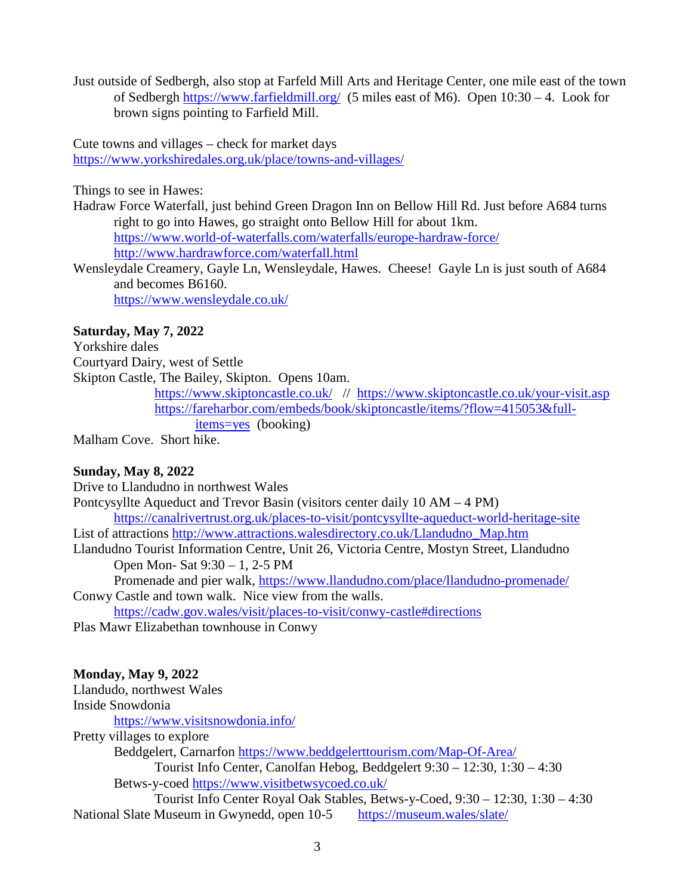Just outside of Sedbergh, also stop at Farfeld Mill Arts and Heritage Center, one mile east of the town of Sedbergh https://www.farfieldmill.org/ (5 miles east of M6). Open 10:30 – 4. Look for brown signs pointing to Farfield Mill.

Cute towns and villages – check for market days
https://www.yorkshiredales.org.uk/place/towns-and-villages/

Things to see in Hawes:

Hadraw Force Waterfall, just behind Green Dragon Inn on Bellow Hill Rd. Just before A684 turns right to go into Hawes, go straight onto Bellow Hill for about 1km.
https://www.world-of-waterfalls.com/waterfalls/europe-hardraw-force/
http://www.hardrawforce.com/waterfall.html

Wensleydale Creamery, Gayle Ln, Wensleydale, Hawes. Cheese! Gayle Ln is just south of A684 and becomes B6160.
https://www.wensleydale.co.uk/

**Saturday, May 7, 2022**

Yorkshire dales

Courtyard Dairy, west of Settle

Skipton Castle, The Bailey, Skipton. Opens 10am.
https://www.skiptoncastle.co.uk/ // https://www.skiptoncastle.co.uk/your-visit.asp
https://fareharbor.com/embeds/book/skiptoncastle/items/?flow=415053&full-items=yes (booking)

Malham Cove. Short hike.

**Sunday, May 8, 2022**

Drive to Llandudno in northwest Wales

Pontcysyllte Aqueduct and Trevor Basin (visitors center daily 10 AM – 4 PM)
https://canalrivertrust.org.uk/places-to-visit/pontcysyllte-aqueduct-world-heritage-site

List of attractions http://www.attractions.walesdirectory.co.uk/Llandudno_Map.htm

Llandudno Tourist Information Centre, Unit 26, Victoria Centre, Mostyn Street, Llandudno
Open Mon- Sat 9:30 – 1, 2-5 PM
Promenade and pier walk, https://www.llandudno.com/place/llandudno-promenade/

Conwy Castle and town walk. Nice view from the walls.
https://cadw.gov.wales/visit/places-to-visit/conwy-castle#directions

Plas Mawr Elizabethan townhouse in Conwy

**Monday, May 9, 2022**

Llandudo, northwest Wales

Inside Snowdonia
https://www.visitsnowdonia.info/

Pretty villages to explore
- Beddgelert, Carnarfon https://www.beddgelerttourism.com/Map-Of-Area/
  - Tourist Info Center, Canolfan Hebog, Beddgelert 9:30 – 12:30, 1:30 – 4:30
- Betws-y-coed https://www.visitbetwsycoed.co.uk/
  - Tourist Info Center Royal Oak Stables, Betws-y-Coed, 9:30 – 12:30, 1:30 – 4:30

National Slate Museum in Gwynedd, open 10-5 https://museum.wales/slate/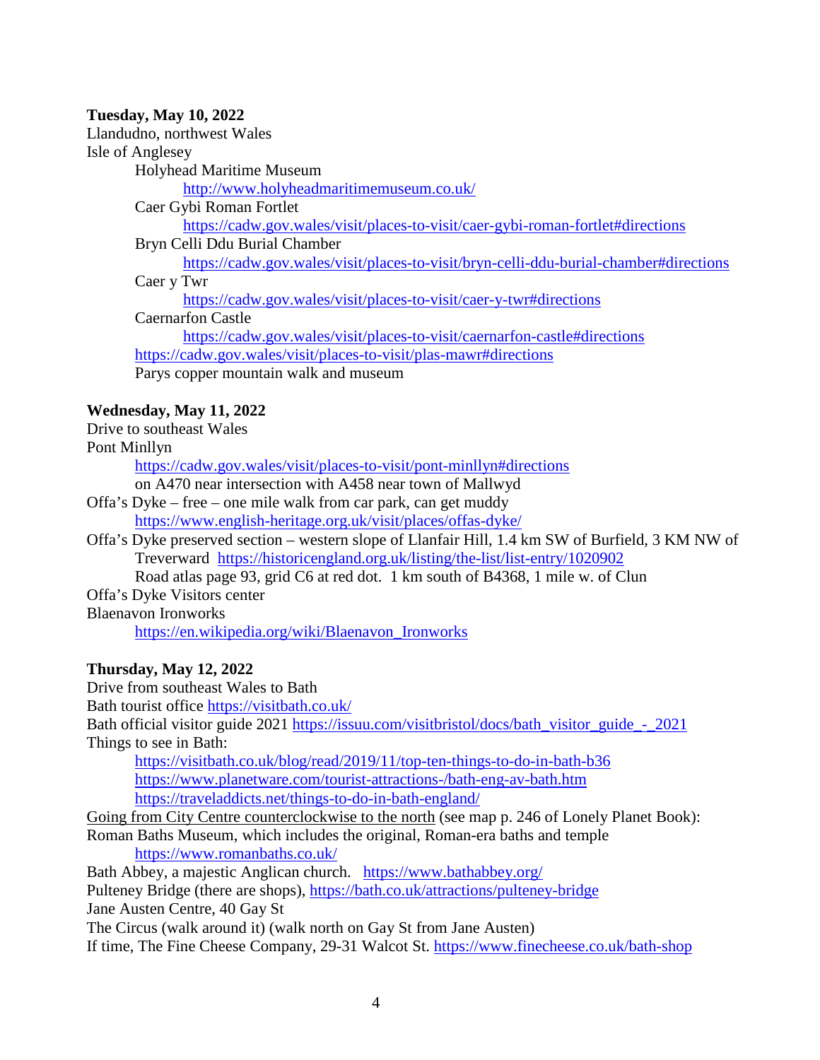**Tuesday, May 10, 2022**

Llandudno, northwest Wales

Isle of Anglesey

- Holyhead Maritime Museum
  - http://www.holyheadmaritimemuseum.co.uk/
- Caer Gybi Roman Fortlet
  - https://cadw.gov.wales/visit/places-to-visit/caer-gybi-roman-fortlet#directions
- Bryn Celli Ddu Burial Chamber
  - https://cadw.gov.wales/visit/places-to-visit/bryn-celli-ddu-burial-chamber#directions
- Caer y Twr
  - https://cadw.gov.wales/visit/places-to-visit/caer-y-twr#directions
- Caernarfon Castle
  - https://cadw.gov.wales/visit/places-to-visit/caernarfon-castle#directions
- https://cadw.gov.wales/visit/places-to-visit/plas-mawr#directions
- Parys copper mountain walk and museum

**Wednesday, May 11, 2022**

Drive to southeast Wales

Pont Minllyn

- https://cadw.gov.wales/visit/places-to-visit/pont-minllyn#directions
- on A470 near intersection with A458 near town of Mallwyd

Offa's Dyke – free – one mile walk from car park, can get muddy

- https://www.english-heritage.org.uk/visit/places/offas-dyke/

Offa's Dyke preserved section – western slope of Llanfair Hill, 1.4 km SW of Burfield, 3 KM NW of Treverward https://historicengland.org.uk/listing/the-list/list-entry/1020902

- Road atlas page 93, grid C6 at red dot. 1 km south of B4368, 1 mile w. of Clun

Offa's Dyke Visitors center

Blaenavon Ironworks

- https://en.wikipedia.org/wiki/Blaenavon_Ironworks

**Thursday, May 12, 2022**

Drive from southeast Wales to Bath

Bath tourist office https://visitbath.co.uk/

Bath official visitor guide 2021 https://issuu.com/visitbristol/docs/bath_visitor_guide_-_2021

Things to see in Bath:

- https://visitbath.co.uk/blog/read/2019/11/top-ten-things-to-do-in-bath-b36
- https://www.planetware.com/tourist-attractions-/bath-eng-av-bath.htm
- https://traveladdicts.net/things-to-do-in-bath-england/

Going from City Centre counterclockwise to the north (see map p. 246 of Lonely Planet Book):

Roman Baths Museum, which includes the original, Roman-era baths and temple

- https://www.romanbaths.co.uk/

Bath Abbey, a majestic Anglican church. https://www.bathabbey.org/

Pulteney Bridge (there are shops), https://bath.co.uk/attractions/pulteney-bridge

Jane Austen Centre, 40 Gay St

The Circus (walk around it) (walk north on Gay St from Jane Austen)

If time, The Fine Cheese Company, 29-31 Walcot St. https://www.finecheese.co.uk/bath-shop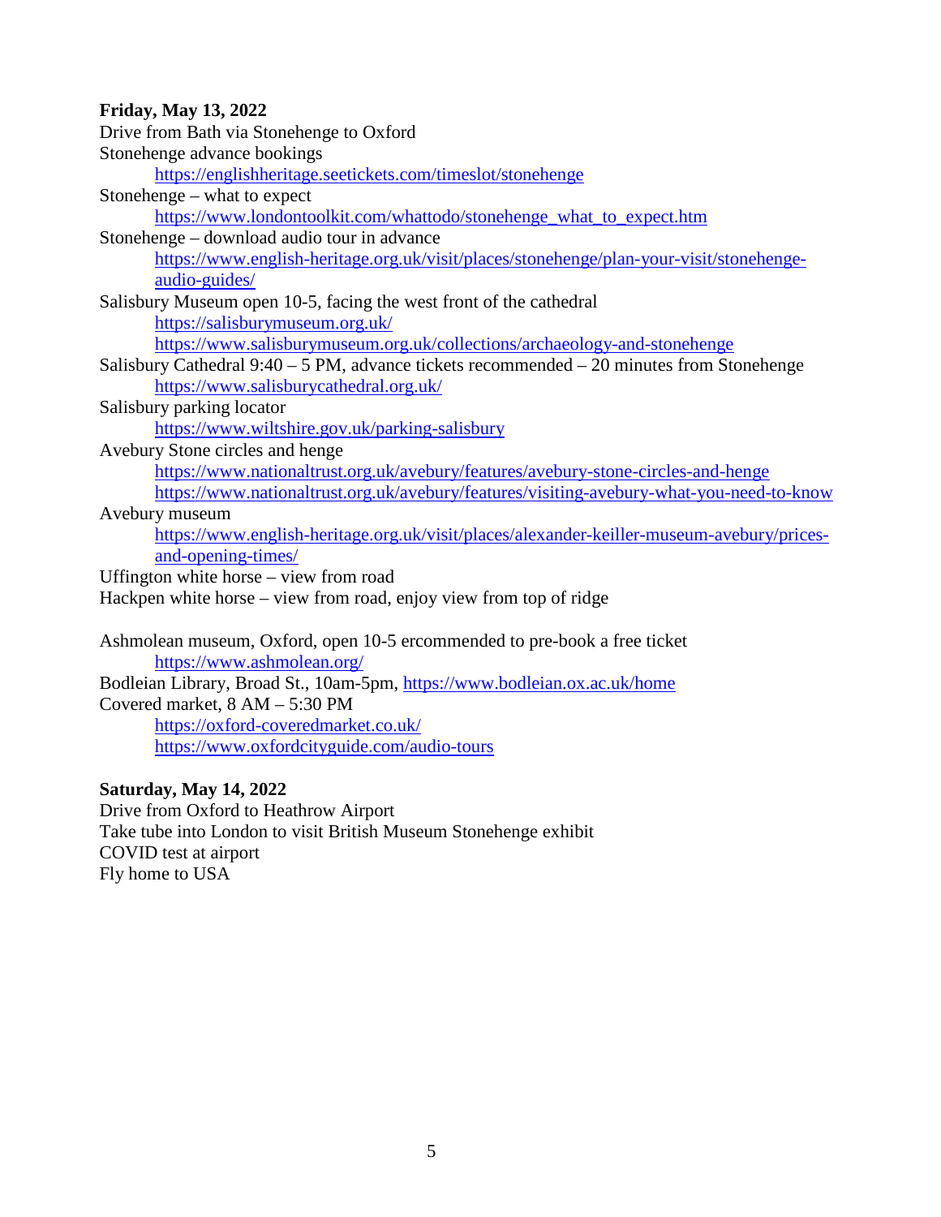**Friday, May 13, 2022**

Drive from Bath via Stonehenge to Oxford

Stonehenge advance bookings

  https://englishheritage.seetickets.com/timeslot/stonehenge

Stonehenge – what to expect

  https://www.londontoolkit.com/whattodo/stonehenge_what_to_expect.htm

Stonehenge – download audio tour in advance

  https://www.english-heritage.org.uk/visit/places/stonehenge/plan-your-visit/stonehenge-audio-guides/

Salisbury Museum open 10-5, facing the west front of the cathedral

  https://salisburymuseum.org.uk/

  https://www.salisburymuseum.org.uk/collections/archaeology-and-stonehenge

Salisbury Cathedral 9:40 – 5 PM, advance tickets recommended – 20 minutes from Stonehenge

  https://www.salisburycathedral.org.uk/

Salisbury parking locator

  https://www.wiltshire.gov.uk/parking-salisbury

Avebury Stone circles and henge

  https://www.nationaltrust.org.uk/avebury/features/avebury-stone-circles-and-henge

  https://www.nationaltrust.org.uk/avebury/features/visiting-avebury-what-you-need-to-know

Avebury museum

  https://www.english-heritage.org.uk/visit/places/alexander-keiller-museum-avebury/prices-and-opening-times/

Uffington white horse – view from road

Hackpen white horse – view from road, enjoy view from top of ridge

Ashmolean museum, Oxford, open 10-5 ercommended to pre-book a free ticket

  https://www.ashmolean.org/

Bodleian Library, Broad St., 10am-5pm, https://www.bodleian.ox.ac.uk/home

Covered market, 8 AM – 5:30 PM

  https://oxford-coveredmarket.co.uk/

  https://www.oxfordcityguide.com/audio-tours

**Saturday, May 14, 2022**

Drive from Oxford to Heathrow Airport

Take tube into London to visit British Museum Stonehenge exhibit

COVID test at airport

Fly home to USA